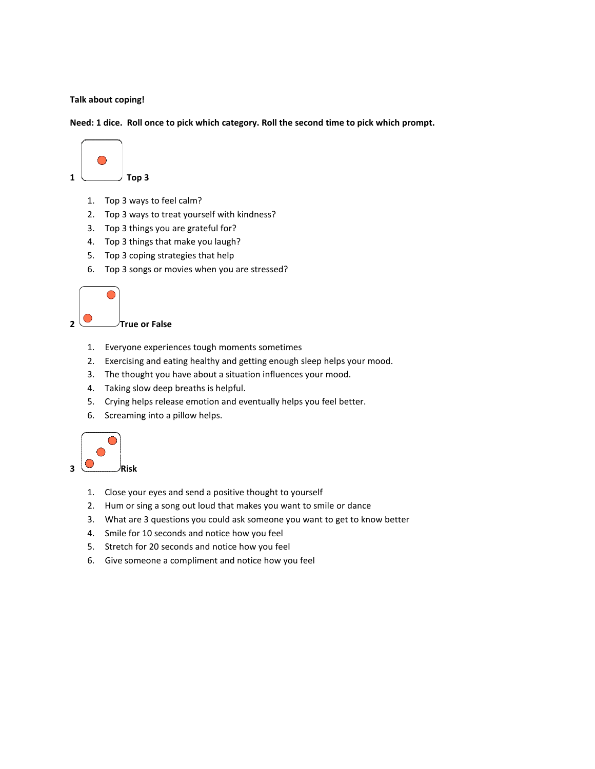**Talk about coping!**

**Need: 1 dice. Roll once to pick which category. Roll the second time to pick which prompt.**

**1 Top 3**

1. Top 3 ways to feel calm?
2. Top 3 ways to treat yourself with kindness?
3. Top 3 things you are grateful for?
4. Top 3 things that make you laugh?
5. Top 3 coping strategies that help
6. Top 3 songs or movies when you are stressed?

**2 True or False**

1. Everyone experiences tough moments sometimes
2. Exercising and eating healthy and getting enough sleep helps your mood.
3. The thought you have about a situation influences your mood.
4. Taking slow deep breaths is helpful.
5. Crying helps release emotion and eventually helps you feel better.
6. Screaming into a pillow helps.

**3 Risk**

1. Close your eyes and send a positive thought to yourself
2. Hum or sing a song out loud that makes you want to smile or dance
3. What are 3 questions you could ask someone you want to get to know better
4. Smile for 10 seconds and notice how you feel
5. Stretch for 20 seconds and notice how you feel
6. Give someone a compliment and notice how you feel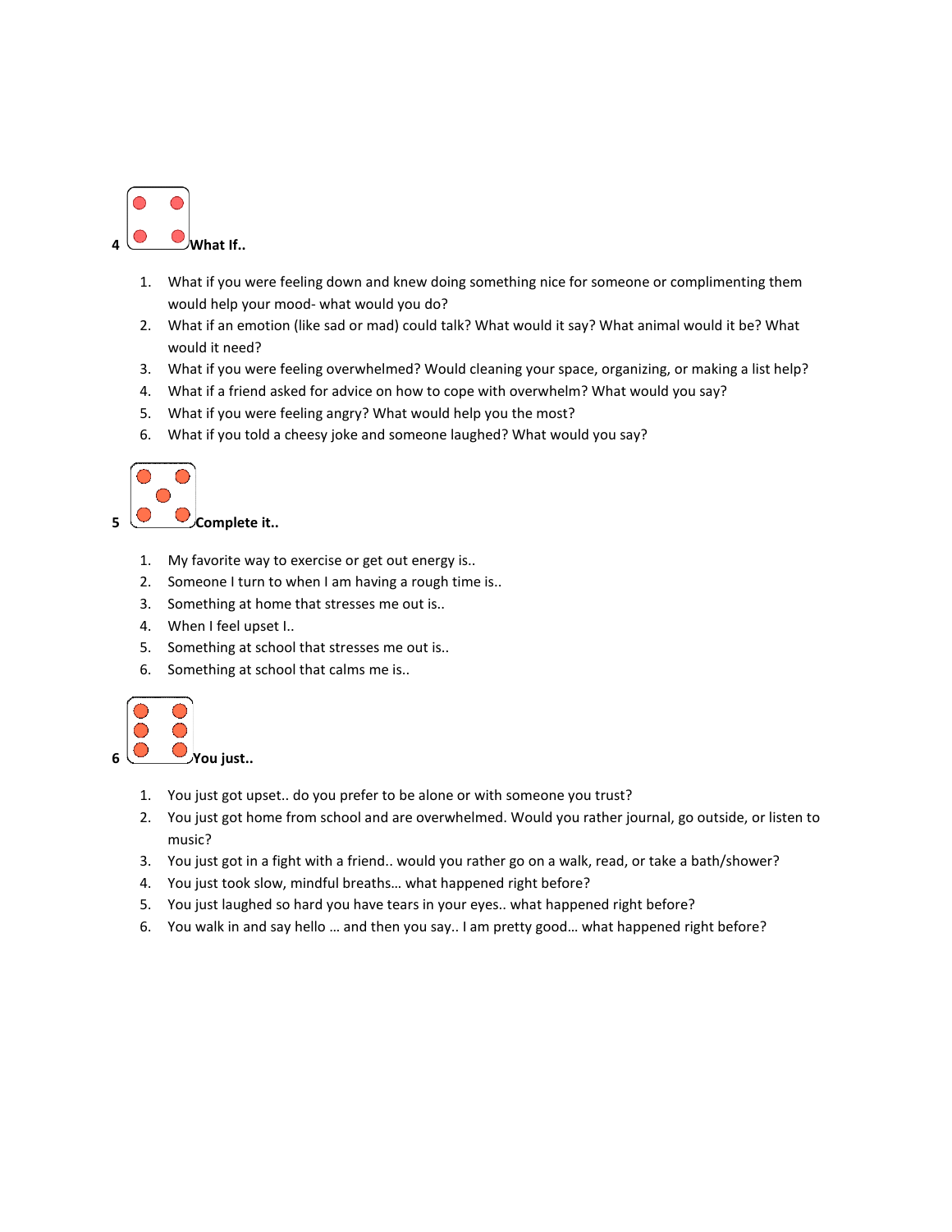## 4 What If..

1. What if you were feeling down and knew doing something nice for someone or complimenting them would help your mood- what would you do?
2. What if an emotion (like sad or mad) could talk? What would it say? What animal would it be? What would it need?
3. What if you were feeling overwhelmed? Would cleaning your space, organizing, or making a list help?
4. What if a friend asked for advice on how to cope with overwhelm? What would you say?
5. What if you were feeling angry? What would help you the most?
6. What if you told a cheesy joke and someone laughed? What would you say?

## 5 Complete it..

1. My favorite way to exercise or get out energy is..
2. Someone I turn to when I am having a rough time is..
3. Something at home that stresses me out is..
4. When I feel upset I..
5. Something at school that stresses me out is..
6. Something at school that calms me is..

## 6 You just..

1. You just got upset.. do you prefer to be alone or with someone you trust?
2. You just got home from school and are overwhelmed. Would you rather journal, go outside, or listen to music?
3. You just got in a fight with a friend.. would you rather go on a walk, read, or take a bath/shower?
4. You just took slow, mindful breaths… what happened right before?
5. You just laughed so hard you have tears in your eyes.. what happened right before?
6. You walk in and say hello … and then you say.. I am pretty good… what happened right before?